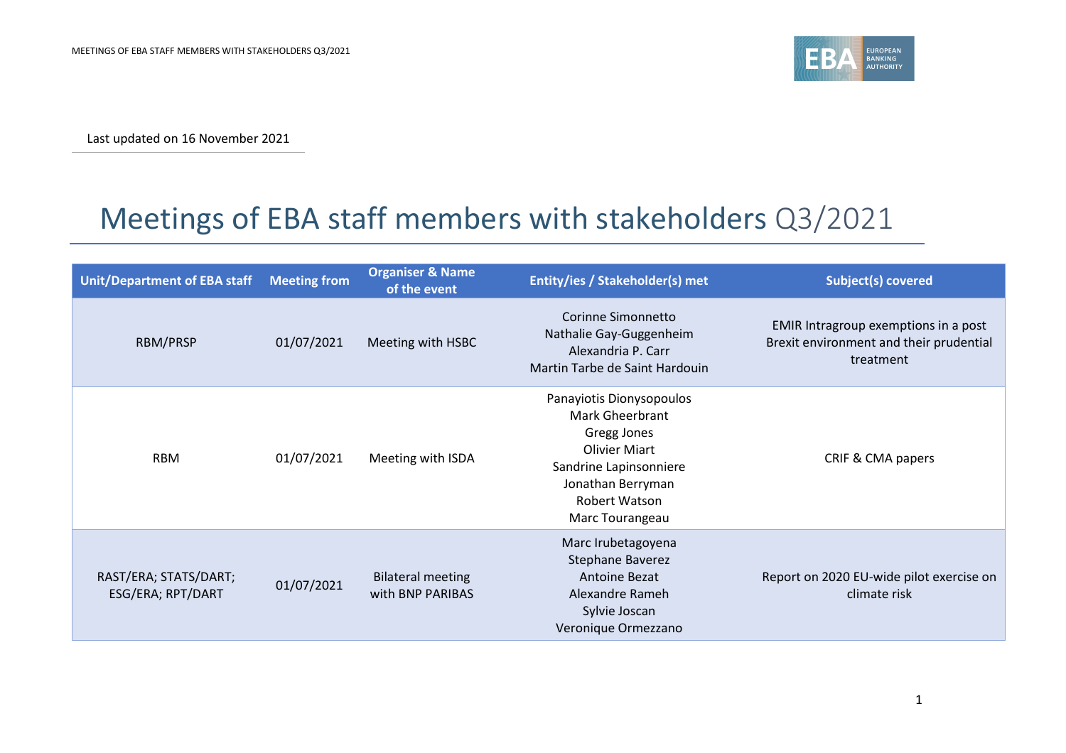Last updated on 16 November 2021

# Meetings of EBA staff members with stakeholders Q3/2021

| Unit/Department of EBA staff | Meeting from | Organiser & Name of the event | Entity/ies / Stakeholder(s) met | Subject(s) covered |
|---|---|---|---|---|
| RBM/PRSP | 01/07/2021 | Meeting with HSBC | Corinne Simonnetto<br>Nathalie Gay-Guggenheim<br>Alexandria P. Carr<br>Martin Tarbe de Saint Hardouin | EMIR Intragroup exemptions in a post Brexit environment and their prudential treatment |
| RBM | 01/07/2021 | Meeting with ISDA | Panayiotis Dionysopoulos<br>Mark Gheerbrant<br>Gregg Jones<br>Olivier Miart<br>Sandrine Lapinsonniere<br>Jonathan Berryman<br>Robert Watson<br>Marc Tourangeau | CRIF & CMA papers |
| RAST/ERA; STATS/DART; ESG/ERA; RPT/DART | 01/07/2021 | Bilateral meeting with BNP PARIBAS | Marc Irubetagoyena<br>Stephane Baverez<br>Antoine Bezat<br>Alexandre Rameh<br>Sylvie Joscan<br>Veronique Ormezzano | Report on 2020 EU-wide pilot exercise on climate risk |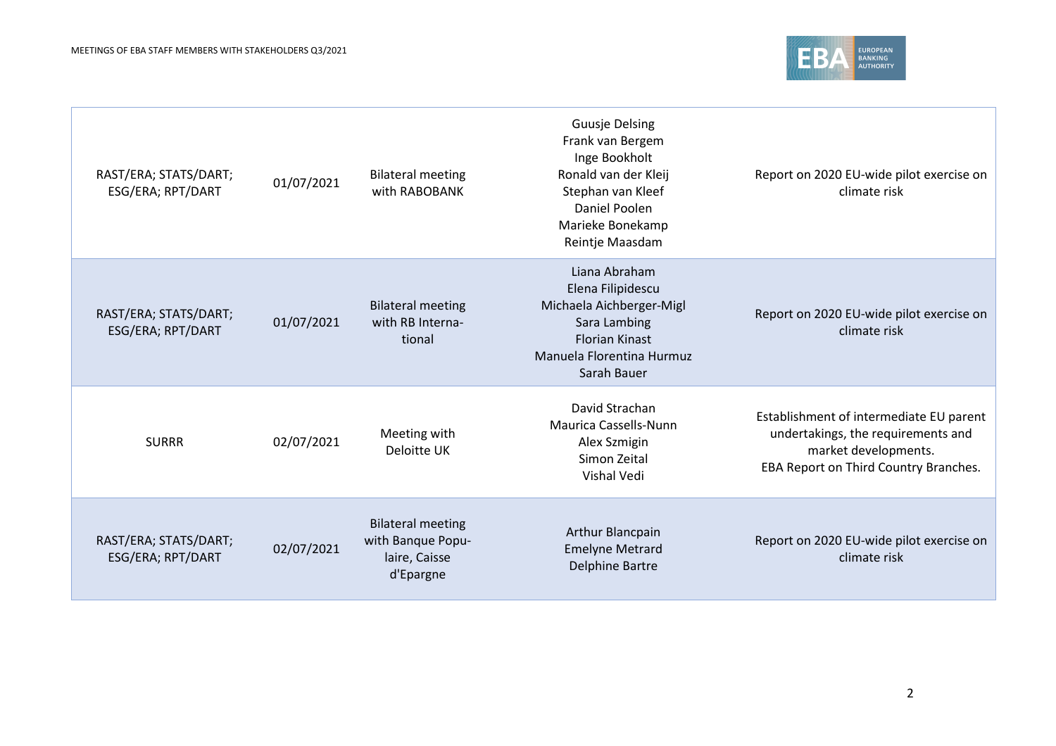| | | | | |
|---|---|---|---|---|
| RAST/ERA; STATS/DART; ESG/ERA; RPT/DART | 01/07/2021 | Bilateral meeting with RABOBANK | Guusje Delsing<br>Frank van Bergem<br>Inge Bookholt<br>Ronald van der Kleij<br>Stephan van Kleef<br>Daniel Poolen<br>Marieke Bonekamp<br>Reintje Maasdam | Report on 2020 EU-wide pilot exercise on climate risk |
| RAST/ERA; STATS/DART; ESG/ERA; RPT/DART | 01/07/2021 | Bilateral meeting with RB International | Liana Abraham<br>Elena Filipidescu<br>Michaela Aichberger-Migl<br>Sara Lambing<br>Florian Kinast<br>Manuela Florentina Hurmuz<br>Sarah Bauer | Report on 2020 EU-wide pilot exercise on climate risk |
| SURRR | 02/07/2021 | Meeting with Deloitte UK | David Strachan<br>Maurica Cassells-Nunn<br>Alex Szmigin<br>Simon Zeital<br>Vishal Vedi | Establishment of intermediate EU parent undertakings, the requirements and market developments.<br>EBA Report on Third Country Branches. |
| RAST/ERA; STATS/DART; ESG/ERA; RPT/DART | 02/07/2021 | Bilateral meeting with Banque Populaire, Caisse d'Epargne | Arthur Blancpain<br>Emelyne Metrard<br>Delphine Bartre | Report on 2020 EU-wide pilot exercise on climate risk |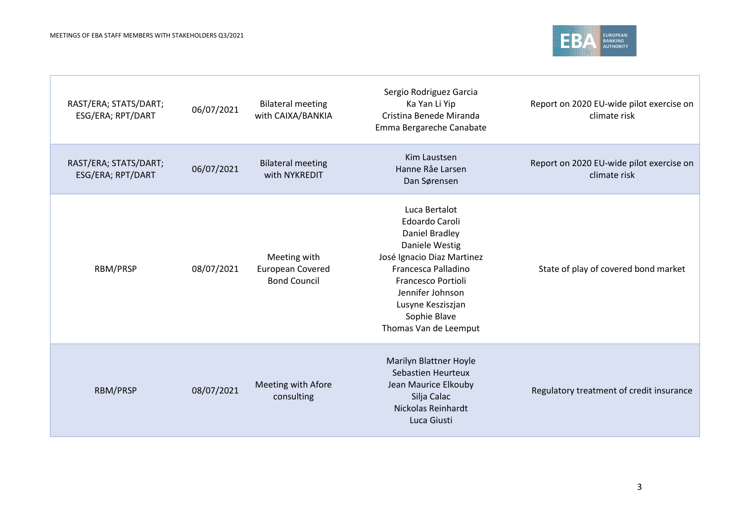| | | | | |
|---|---|---|---|---|
| RAST/ERA; STATS/DART; ESG/ERA; RPT/DART | 06/07/2021 | Bilateral meeting with CAIXA/BANKIA | Sergio Rodriguez Garcia<br>Ka Yan Li Yip<br>Cristina Benede Miranda<br>Emma Bergareche Canabate | Report on 2020 EU-wide pilot exercise on climate risk |
| RAST/ERA; STATS/DART; ESG/ERA; RPT/DART | 06/07/2021 | Bilateral meeting with NYKREDIT | Kim Laustsen<br>Hanne Råe Larsen<br>Dan Sørensen | Report on 2020 EU-wide pilot exercise on climate risk |
| RBM/PRSP | 08/07/2021 | Meeting with European Covered Bond Council | Luca Bertalot<br>Edoardo Caroli<br>Daniel Bradley<br>Daniele Westig<br>José Ignacio Diaz Martinez<br>Francesca Palladino<br>Francesco Portioli<br>Jennifer Johnson<br>Lusyne Keszisjan<br>Sophie Blave<br>Thomas Van de Leemput | State of play of covered bond market |
| RBM/PRSP | 08/07/2021 | Meeting with Afore consulting | Marilyn Blattner Hoyle<br>Sebastien Heurteux<br>Jean Maurice Elkouby<br>Silja Calac<br>Nickolas Reinhardt<br>Luca Giusti | Regulatory treatment of credit insurance |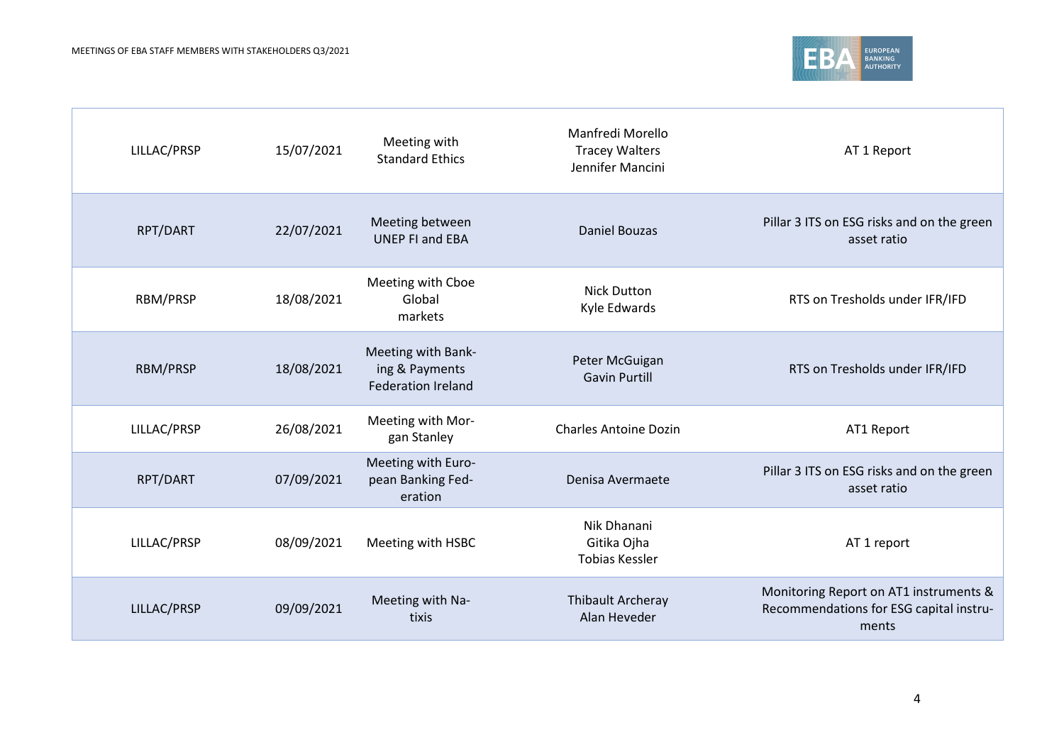| LILLAC/PRSP | 15/07/2021 | Meeting with Standard Ethics | Manfredi Morello<br>Tracey Walters<br>Jennifer Mancini | AT 1 Report |
|---|---|---|---|---|
| RPT/DART | 22/07/2021 | Meeting between UNEP FI and EBA | Daniel Bouzas | Pillar 3 ITS on ESG risks and on the green asset ratio |
| RBM/PRSP | 18/08/2021 | Meeting with Cboe Global markets | Nick Dutton<br>Kyle Edwards | RTS on Tresholds under IFR/IFD |
| RBM/PRSP | 18/08/2021 | Meeting with Banking & Payments Federation Ireland | Peter McGuigan<br>Gavin Purtill | RTS on Tresholds under IFR/IFD |
| LILLAC/PRSP | 26/08/2021 | Meeting with Morgan Stanley | Charles Antoine Dozin | AT1 Report |
| RPT/DART | 07/09/2021 | Meeting with European Banking Federation | Denisa Avermaete | Pillar 3 ITS on ESG risks and on the green asset ratio |
| LILLAC/PRSP | 08/09/2021 | Meeting with HSBC | Nik Dhanani<br>Gitika Ojha<br>Tobias Kessler | AT 1 report |
| LILLAC/PRSP | 09/09/2021 | Meeting with Natixis | Thibault Archeray<br>Alan Heveder | Monitoring Report on AT1 instruments & Recommendations for ESG capital instruments |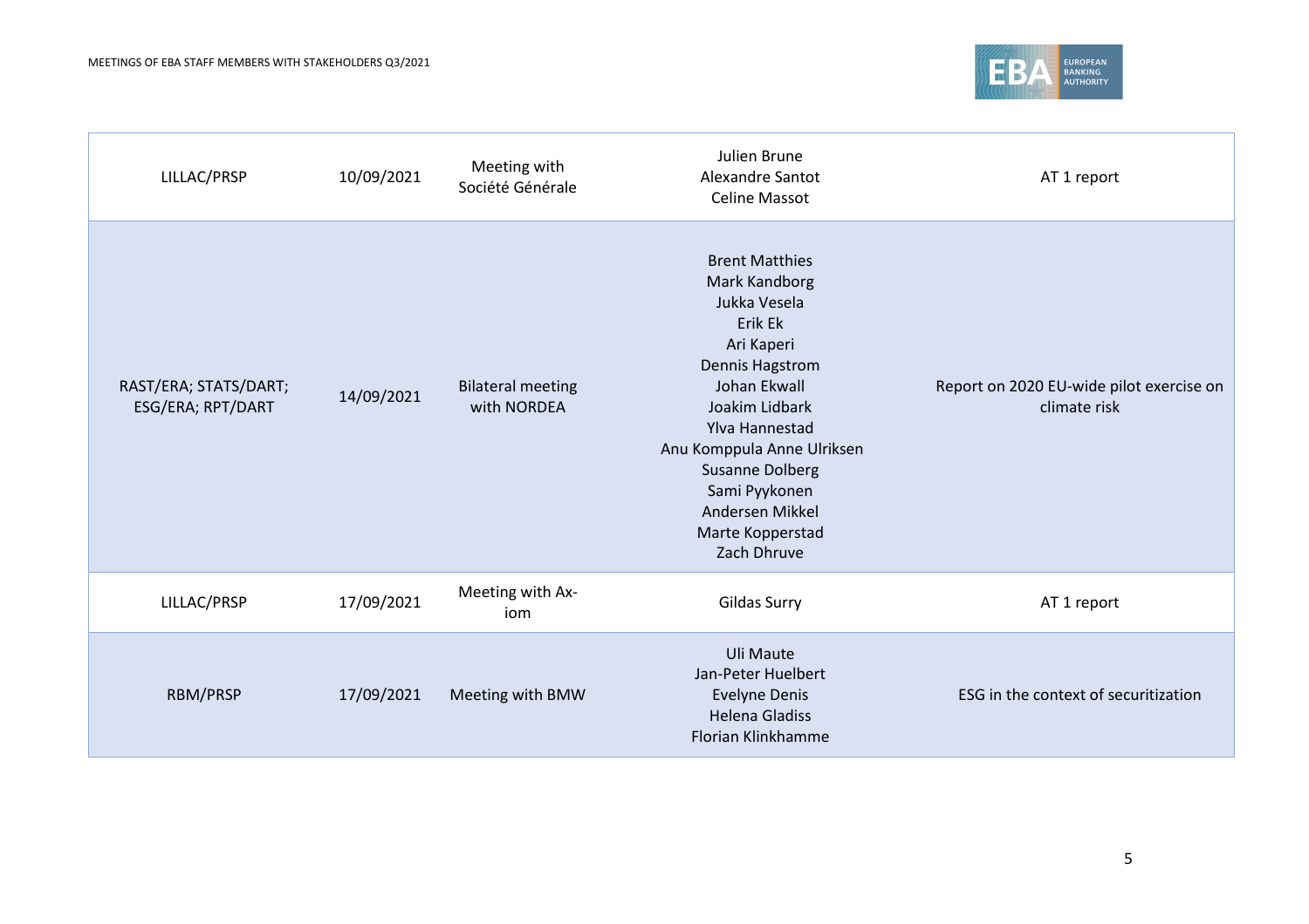| | | | | |
|---|---|---|---|---|
| LILLAC/PRSP | 10/09/2021 | Meeting with Société Générale | Julien Brune<br>Alexandre Santot<br>Celine Massot | AT 1 report |
| RAST/ERA; STATS/DART; ESG/ERA; RPT/DART | 14/09/2021 | Bilateral meeting with NORDEA | Brent Matthies<br>Mark Kandborg<br>Jukka Vesela<br>Erik Ek<br>Ari Kaperi<br>Dennis Hagstrom<br>Johan Ekwall<br>Joakim Lidbark<br>Ylva Hannestad<br>Anu Komppula Anne Ulriksen<br>Susanne Dolberg<br>Sami Pyykonen<br>Andersen Mikkel<br>Marte Kopperstad<br>Zach Dhruve | Report on 2020 EU-wide pilot exercise on climate risk |
| LILLAC/PRSP | 17/09/2021 | Meeting with Ax-iom | Gildas Surry | AT 1 report |
| RBM/PRSP | 17/09/2021 | Meeting with BMW | Uli Maute<br>Jan-Peter Huelbert<br>Evelyne Denis<br>Helena Gladiss<br>Florian Klinkhamme | ESG in the context of securitization |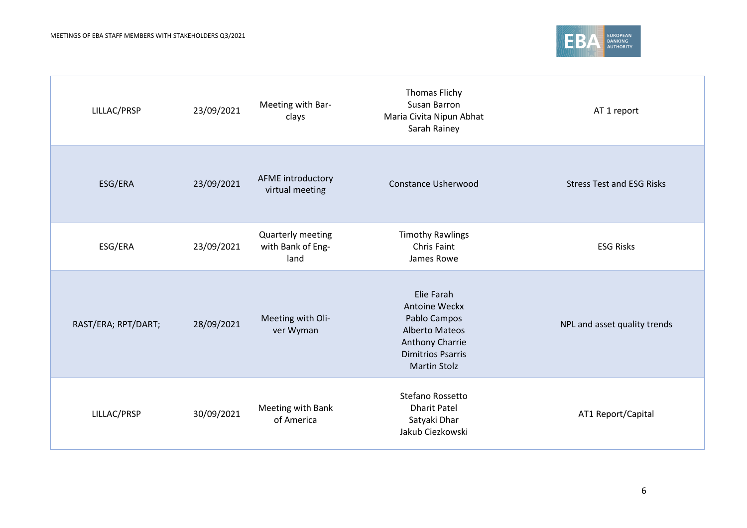| | | | | |
|---|---|---|---|---|
| LILLAC/PRSP | 23/09/2021 | Meeting with Barclays | Thomas Flichy<br>Susan Barron<br>Maria Civita Nipun Abhat<br>Sarah Rainey | AT 1 report |
| ESG/ERA | 23/09/2021 | AFME introductory virtual meeting | Constance Usherwood | Stress Test and ESG Risks |
| ESG/ERA | 23/09/2021 | Quarterly meeting with Bank of England | Timothy Rawlings<br>Chris Faint<br>James Rowe | ESG Risks |
| RAST/ERA; RPT/DART; | 28/09/2021 | Meeting with Oliver Wyman | Elie Farah<br>Antoine Weckx<br>Pablo Campos<br>Alberto Mateos<br>Anthony Charrie<br>Dimitrios Psarris<br>Martin Stolz | NPL and asset quality trends |
| LILLAC/PRSP | 30/09/2021 | Meeting with Bank of America | Stefano Rossetto<br>Dharit Patel<br>Satyaki Dhar<br>Jakub Ciezkowski | AT1 Report/Capital |